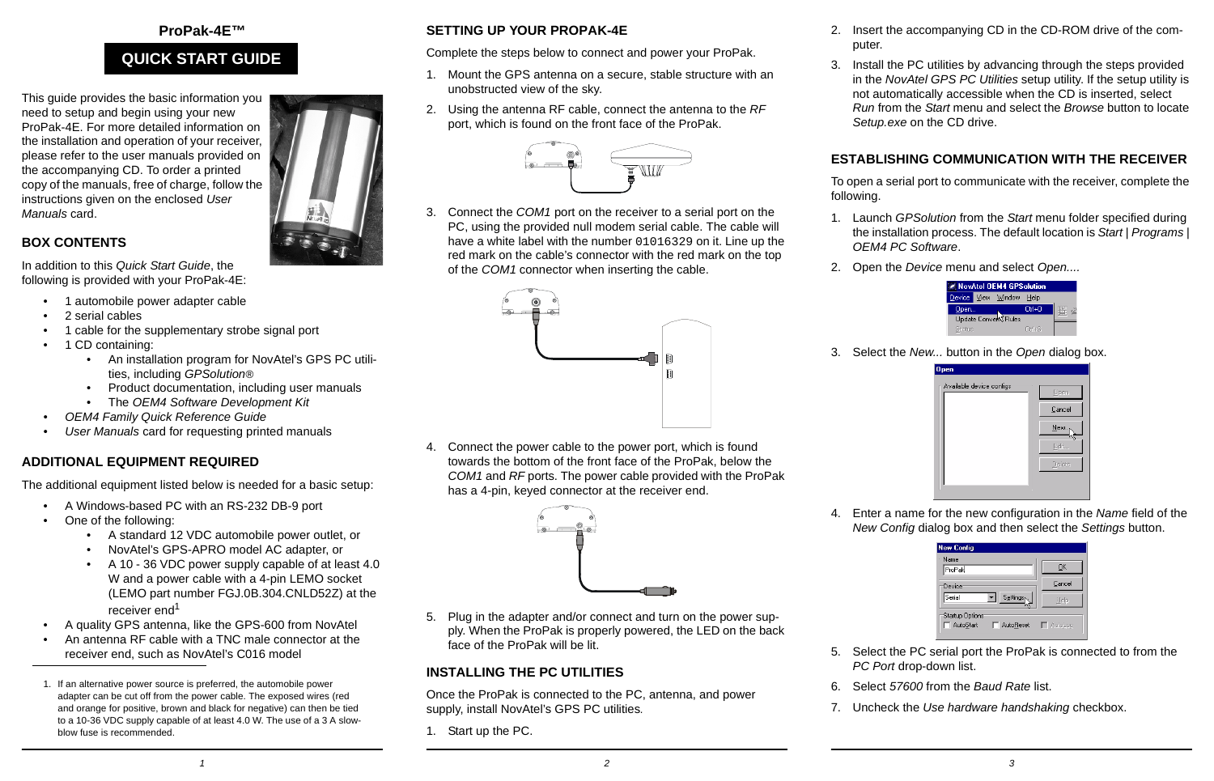# ProPak-4E™

## QUICK START GUIDE

This guide provides the basic information you need to setup and begin using your new ProPak-4E. For more detailed information on the installation and operation of your receiver, please refer to the user manuals provided on the accompanying CD. To order a printed copy of the manuals, free of charge, follow the instructions given on the enclosed *User Manuals* card.

## BOX CONTENTS

In addition to this *Quick Start Guide*, the following is provided with your ProPak-4E:

- 1 automobile power adapter cable
- 2 serial cables
- 1 cable for the supplementary strobe signal port
- 1 CD containing:
    - An installation program for NovAtel's GPS PC utilities, including *GPSolution®*
    - Product documentation, including user manuals
    - The *OEM4 Software Development Kit*
- *OEM4 Family Quick Reference Guide*
- *User Manuals* card for requesting printed manuals

## ADDITIONAL EQUIPMENT REQUIRED

The additional equipment listed below is needed for a basic setup:

- A Windows-based PC with an RS-232 DB-9 port
- One of the following:
    - A standard 12 VDC automobile power outlet, or
    - NovAtel's GPS-APRO model AC adapter, or
    - A 10 - 36 VDC power supply capable of at least 4.0 W and a power cable with a 4-pin LEMO socket (LEMO part number FGJ.0B.304.CNLD52Z) at the receiver end[1]
- A quality GPS antenna, like the GPS-600 from NovAtel
- An antenna RF cable with a TNC male connector at the receiver end, such as NovAtel's C016 model

1. If an alternative power source is preferred, the automobile power adapter can be cut off from the power cable. The exposed wires (red and orange for positive, brown and black for negative) can then be tied to a 10-36 VDC supply capable of at least 4.0 W. The use of a 3 A slow-blow fuse is recommended.

## SETTING UP YOUR PROPAK-4E

Complete the steps below to connect and power your ProPak.

1. Mount the GPS antenna on a secure, stable structure with an unobstructed view of the sky.
2. Using the antenna RF cable, connect the antenna to the *RF* port, which is found on the front face of the ProPak.
3. Connect the *COM1* port on the receiver to a serial port on the PC, using the provided null modem serial cable. The cable will have a white label with the number 01016329 on it. Line up the red mark on the cable's connector with the red mark on the top of the *COM1* connector when inserting the cable.
4. Connect the power cable to the power port, which is found towards the bottom of the front face of the ProPak, below the *COM1* and *RF* ports. The power cable provided with the ProPak has a 4-pin, keyed connector at the receiver end.
5. Plug in the adapter and/or connect and turn on the power supply. When the ProPak is properly powered, the LED on the back face of the ProPak will be lit.

## INSTALLING THE PC UTILITIES

Once the ProPak is connected to the PC, antenna, and power supply, install NovAtel's GPS PC utilities.

1. Start up the PC.
2. Insert the accompanying CD in the CD-ROM drive of the computer.
3. Install the PC utilities by advancing through the steps provided in the *NovAtel GPS PC Utilities* setup utility. If the setup utility is not automatically accessible when the CD is inserted, select *Run* from the *Start* menu and select the *Browse* button to locate *Setup.exe* on the CD drive.

## ESTABLISHING COMMUNICATION WITH THE RECEIVER

To open a serial port to communicate with the receiver, complete the following.

1. Launch *GPSolution* from the *Start* menu folder specified during the installation process. The default location is *Start* | *Programs* | *OEM4 PC Software*.
2. Open the *Device* menu and select *Open...*.
3. Select the *New...* button in the *Open* dialog box.
4. Enter a name for the new configuration in the *Name* field of the *New Config* dialog box and then select the *Settings* button.
5. Select the PC serial port the ProPak is connected to from the *PC Port* drop-down list.
6. Select *57600* from the *Baud Rate* list.
7. Uncheck the *Use hardware handshaking* checkbox.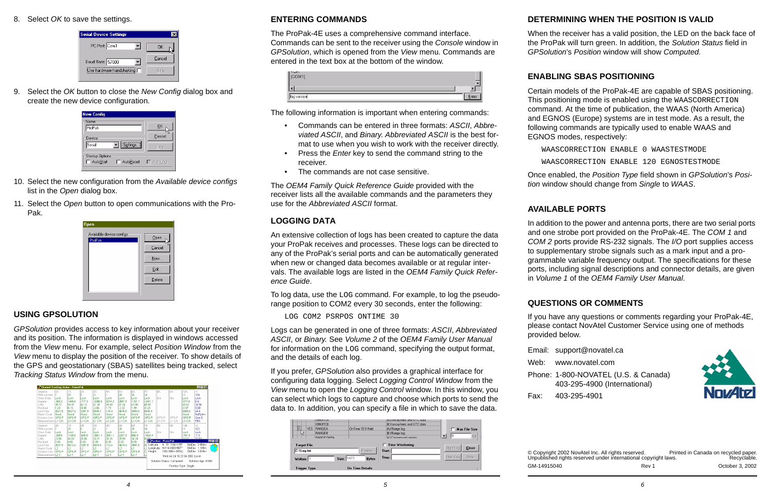8. Select *OK* to save the settings.

9. Select the *OK* button to close the *New Config* dialog box and create the new device configuration.

10. Select the new configuration from the *Available device configs* list in the *Open* dialog box.

11. Select the *Open* button to open communications with the ProPak.

## USING GPSOLUTION

*GPSolution* provides access to key information about your receiver and its position. The information is displayed in windows accessed from the *View* menu. For example, select *Position Window* from the *View* menu to display the position of the receiver. To show details of the GPS and geostationary (SBAS) satellites being tracked, select *Tracking Status Window* from the menu.

## ENTERING COMMANDS

The ProPak-4E uses a comprehensive command interface. Commands can be sent to the receiver using the *Console* window in *GPSolution*, which is opened from the *View* menu. Commands are entered in the text box at the bottom of the window.

The following information is important when entering commands:

- Commands can be entered in three formats: *ASCII*, *Abbreviated ASCII*, and *Binary. Abbreviated ASCII* is the best format to use when you wish to work with the receiver directly.
- Press the *Enter* key to send the command string to the receiver.
- The commands are not case sensitive.

The *OEM4 Family Quick Reference Guide* provided with the receiver lists all the available commands and the parameters they use for the *Abbreviated ASCII* format.

## LOGGING DATA

An extensive collection of logs has been created to capture the data your ProPak receives and processes. These logs can be directed to any of the ProPak's serial ports and can be automatically generated when new or changed data becomes available or at regular intervals. The available logs are listed in the *OEM4 Family Quick Reference Guide*.

To log data, use the LOG command. For example, to log the pseudorange position to COM2 every 30 seconds, enter the following:

```
LOG COM2 PSRPOS ONTIME 30
```

Logs can be generated in one of three formats: *ASCII*, *Abbreviated ASCII*, or *Binary.* See *Volume 2* of the *OEM4 Family User Manual* for information on the LOG command, specifying the output format, and the details of each log.

If you prefer, *GPSolution* also provides a graphical interface for configuring data logging. Select *Logging Control Window* from the *View* menu to open the *Logging Control* window. In this window, you can select which logs to capture and choose which ports to send the data to. In addition, you can specify a file in which to save the data.

## DETERMINING WHEN THE POSITION IS VALID

When the receiver has a valid position, the LED on the back face of the ProPak will turn green. In addition, the *Solution Status* field in *GPSolution*'s *Position* window will show *Computed.*

## ENABLING SBAS POSITIONING

Certain models of the ProPak-4E are capable of SBAS positioning. This positioning mode is enabled using the WAASCORRECTION command. At the time of publication, the WAAS (North America) and EGNOS (Europe) systems are in test mode. As a result, the following commands are typically used to enable WAAS and EGNOS modes, respectively:

```
WAASCORRECTION ENABLE 0 WAASTESTMODE
WAASCORRECTION ENABLE 120 EGNOSTESTMODE
```

Once enabled, the *Position Type* field shown in *GPSolution*'s *Position* window should change from *Single* to *WAAS*.

## AVAILABLE PORTS

In addition to the power and antenna ports, there are two serial ports and one strobe port provided on the ProPak-4E. The *COM 1* and *COM 2* ports provide RS-232 signals. The *I/O* port supplies access to supplementary strobe signals such as a mark input and a programmable variable frequency output. The specifications for these ports, including signal descriptions and connector details, are given in *Volume 1* of the *OEM4 Family User Manual.*

## QUESTIONS OR COMMENTS

If you have any questions or comments regarding your ProPak-4E, please contact NovAtel Customer Service using one of methods provided below.

Email: support@novatel.ca

Web: www.novatel.com

Phone: 1-800-NOVATEL (U.S. & Canada)
403-295-4900 (International)

Fax: 403-295-4901

© Copyright 2002 NovAtel Inc. All rights reserved. Unpublished rights reserved under international copyright laws. Printed in Canada on recycled paper. Recyclable.

GM-14915040 Rev 1 October 3, 2002